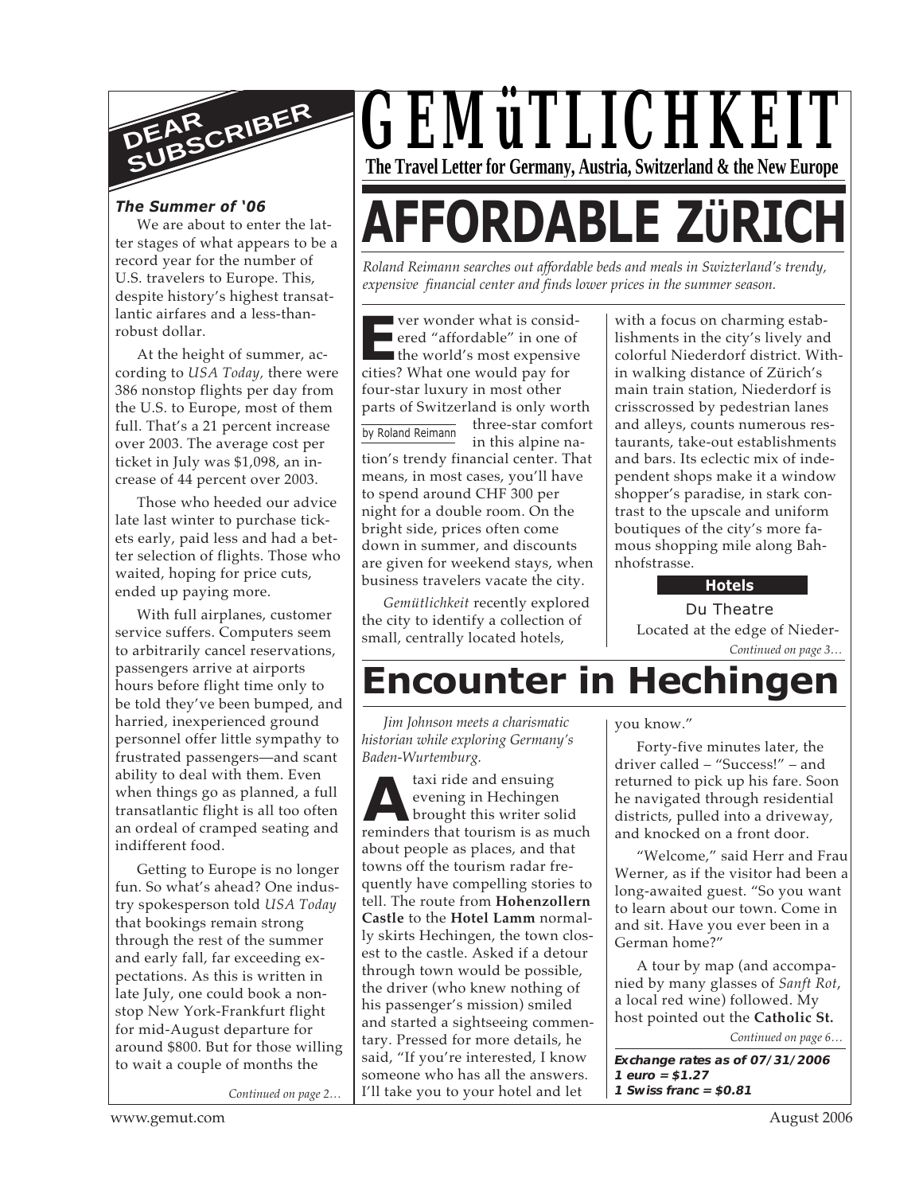# GEMüTLICHKEIT

**The Travel Letter for Germany, Austria, Switzerland & the New Europe**

## DEAR SUBSCRIBER

***The Summer of '06***

We are about to enter the latter stages of what appears to be a record year for the number of U.S. travelers to Europe. This, despite history's highest transatlantic airfares and a less-than-robust dollar.

At the height of summer, according to *USA Today,* there were 386 nonstop flights per day from the U.S. to Europe, most of them full. That's a 21 percent increase over 2003. The average cost per ticket in July was $1,098, an increase of 44 percent over 2003.

Those who heeded our advice late last winter to purchase tickets early, paid less and had a better selection of flights. Those who waited, hoping for price cuts, ended up paying more.

With full airplanes, customer service suffers. Computers seem to arbitrarily cancel reservations, passengers arrive at airports hours before flight time only to be told they've been bumped, and harried, inexperienced ground personnel offer little sympathy to frustrated passengers—and scant ability to deal with them. Even when things go as planned, a full transatlantic flight is all too often an ordeal of cramped seating and indifferent food.

Getting to Europe is no longer fun. So what's ahead? One industry spokesperson told *USA Today* that bookings remain strong through the rest of the summer and early fall, far exceeding expectations. As this is written in late July, one could book a nonstop New York-Frankfurt flight for mid-August departure for around $800. But for those willing to wait a couple of months the

*Continued on page 2…*

# AFFORDABLE ZüRICH

*Roland Reimann searches out affordable beds and meals in Switzerland's trendy, expensive financial center and finds lower prices in the summer season.*

by Roland Reimann

Ever wonder what is considered "affordable" in one of the world's most expensive cities? What one would pay for four-star luxury in most other parts of Switzerland is only worth three-star comfort in this alpine nation's trendy financial center. That means, in most cases, you'll have to spend around CHF 300 per night for a double room. On the bright side, prices often come down in summer, and discounts are given for weekend stays, when business travelers vacate the city.

*Gemütlichkeit* recently explored the city to identify a collection of small, centrally located hotels, with a focus on charming establishments in the city's lively and colorful Niederdorf district. Within walking distance of Zürich's main train station, Niederdorf is crisscrossed by pedestrian lanes and alleys, counts numerous restaurants, take-out establishments and bars. Its eclectic mix of independent shops make it a window shopper's paradise, in stark contrast to the upscale and uniform boutiques of the city's more famous shopping mile along Bahnhofstrasse.

### Hotels

Du Theatre

Located at the edge of Nieder-

*Continued on page 3…*

# Encounter in Hechingen

*Jim Johnson meets a charismatic historian while exploring Germany's Baden-Wurtemburg.*

A taxi ride and ensuing evening in Hechingen brought this writer solid reminders that tourism is as much about people as places, and that towns off the tourism radar frequently have compelling stories to tell. The route from **Hohenzollern Castle** to the **Hotel Lamm** normally skirts Hechingen, the town closest to the castle. Asked if a detour through town would be possible, the driver (who knew nothing of his passenger's mission) smiled and started a sightseeing commentary. Pressed for more details, he said, "If you're interested, I know someone who has all the answers. I'll take you to your hotel and let you know."

Forty-five minutes later, the driver called – "Success!" – and returned to pick up his fare. Soon he navigated through residential districts, pulled into a driveway, and knocked on a front door.

"Welcome," said Herr and Frau Werner, as if the visitor had been a long-awaited guest. "So you want to learn about our town. Come in and sit. Have you ever been in a German home?"

A tour by map (and accompanied by many glasses of *Sanft Rot*, a local red wine) followed. My host pointed out the **Catholic St.**

*Continued on page 6…*

***Exchange rates as of 07/31/2006***
***1 euro = $1.27***
***1 Swiss franc = $0.81***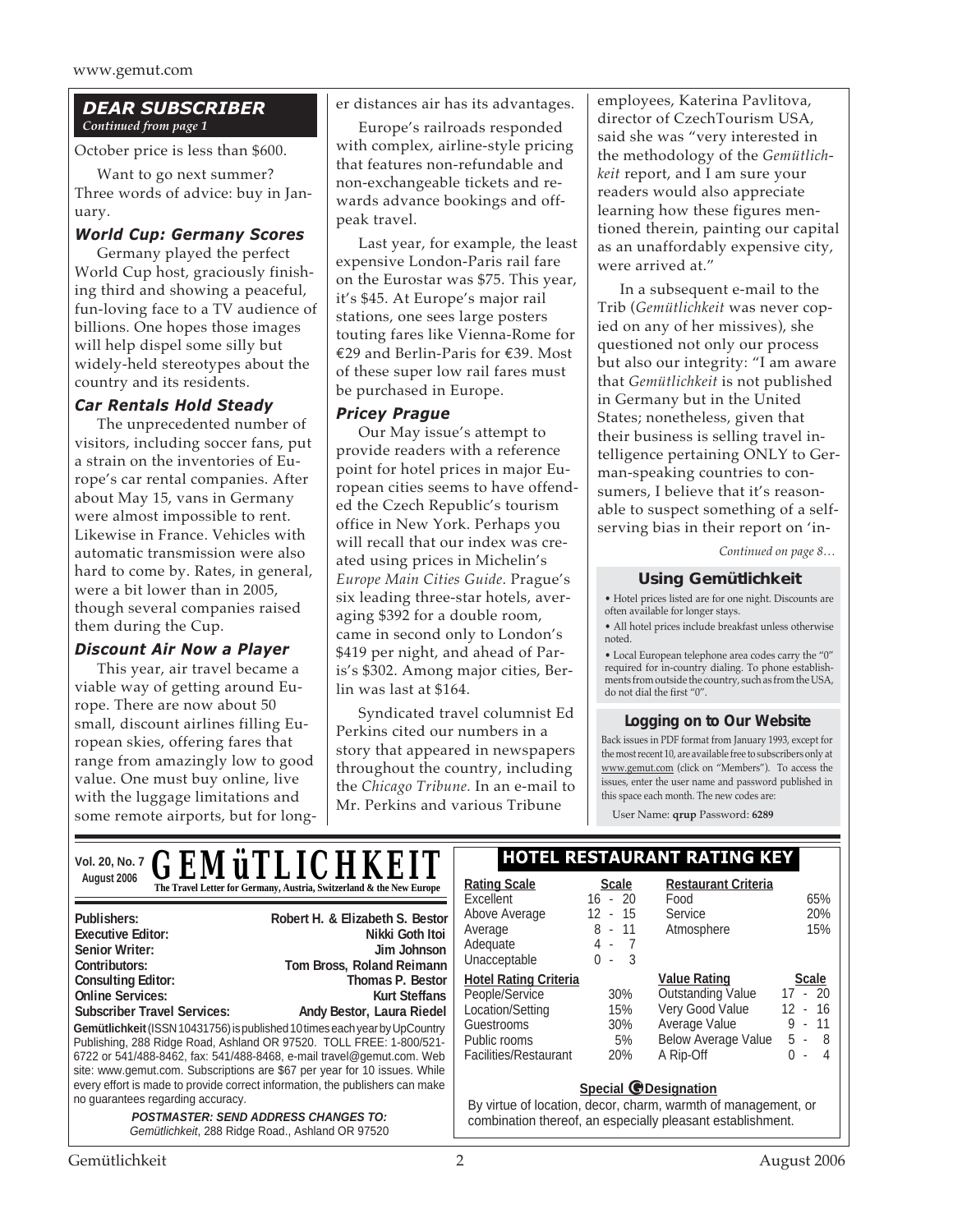## DEAR SUBSCRIBER

*Continued from page 1*

October price is less than $600.

Want to go next summer? Three words of advice: buy in January.

### *World Cup: Germany Scores*

Germany played the perfect World Cup host, graciously finishing third and showing a peaceful, fun-loving face to a TV audience of billions. One hopes those images will help dispel some silly but widely-held stereotypes about the country and its residents.

### *Car Rentals Hold Steady*

The unprecedented number of visitors, including soccer fans, put a strain on the inventories of Europe's car rental companies. After about May 15, vans in Germany were almost impossible to rent. Likewise in France. Vehicles with automatic transmission were also hard to come by. Rates, in general, were a bit lower than in 2005, though several companies raised them during the Cup.

### *Discount Air Now a Player*

This year, air travel became a viable way of getting around Europe. There are now about 50 small, discount airlines filling European skies, offering fares that range from amazingly low to good value. One must buy online, live with the luggage limitations and some remote airports, but for longer distances air has its advantages.

Europe's railroads responded with complex, airline-style pricing that features non-refundable and non-exchangeable tickets and rewards advance bookings and off-peak travel.

Last year, for example, the least expensive London-Paris rail fare on the Eurostar was $75. This year, it's $45. At Europe's major rail stations, one sees large posters touting fares like Vienna-Rome for €29 and Berlin-Paris for €39. Most of these super low rail fares must be purchased in Europe.

### *Pricey Prague*

Our May issue's attempt to provide readers with a reference point for hotel prices in major European cities seems to have offended the Czech Republic's tourism office in New York. Perhaps you will recall that our index was created using prices in Michelin's *Europe Main Cities Guide*. Prague's six leading three-star hotels, averaging $392 for a double room, came in second only to London's $419 per night, and ahead of Paris's $302. Among major cities, Berlin was last at $164.

Syndicated travel columnist Ed Perkins cited our numbers in a story that appeared in newspapers throughout the country, including the *Chicago Tribune*. In an e-mail to Mr. Perkins and various Tribune employees, Katerina Pavlitova, director of CzechTourism USA, said she was "very interested in the methodology of the *Gemütlichkeit* report, and I am sure your readers would also appreciate learning how these figures mentioned therein, painting our capital as an unaffordably expensive city, were arrived at."

In a subsequent e-mail to the Trib (*Gemütlichkeit* was never copied on any of her missives), she questioned not only our process but also our integrity: "I am aware that *Gemütlichkeit* is not published in Germany but in the United States; nonetheless, given that their business is selling travel intelligence pertaining ONLY to German-speaking countries to consumers, I believe that it's reasonable to suspect something of a self-serving bias in their report on 'in-

*Continued on page 8…*

### Using Gemütlichkeit

- Hotel prices listed are for one night. Discounts are often available for longer stays.
- All hotel prices include breakfast unless otherwise noted.
- Local European telephone area codes carry the "0" required for in-country dialing. To phone establishments from outside the country, such as from the USA, do not dial the first "0".

### Logging on to Our Website

Back issues in PDF format from January 1993, except for the most recent 10, are available free to subscribers only at www.gemut.com (click on "Members"). To access the issues, enter the user name and password published in this space each month. The new codes are:

User Name: **qrup** Password: **6289**

---

**Vol. 20, No. 7**
**August 2006**

# GEMüTLICHKEIT

**The Travel Letter for Germany, Austria, Switzerland & the New Europe**

| | |
|---|---|
| **Publishers:** | **Robert H. & Elizabeth S. Bestor** |
| **Executive Editor:** | **Nikki Goth Itoi** |
| **Senior Writer:** | **Jim Johnson** |
| **Contributors:** | **Tom Bross, Roland Reimann** |
| **Consulting Editor:** | **Thomas P. Bestor** |
| **Online Services:** | **Kurt Steffans** |
| **Subscriber Travel Services:** | **Andy Bestor, Laura Riedel** |

**Gemütlichkeit** (ISSN 10431756) is published 10 times each year by UpCountry Publishing, 288 Ridge Road, Ashland OR 97520. TOLL FREE: 1-800/521-6722 or 541/488-8462, fax: 541/488-8468, e-mail travel@gemut.com. Web site: www.gemut.com. Subscriptions are $67 per year for 10 issues. While every effort is made to provide correct information, the publishers can make no guarantees regarding accuracy.

***POSTMASTER: SEND ADDRESS CHANGES TO:***
*Gemütlichkeit*, 288 Ridge Road., Ashland OR 97520

### HOTEL RESTAURANT RATING KEY

| Rating Scale | Scale |
|---|---|
| Excellent | 16 - 20 |
| Above Average | 12 - 15 |
| Average | 8 - 11 |
| Adequate | 4 - 7 |
| Unacceptable | 0 - 3 |

| Hotel Rating Criteria | |
|---|---|
| People/Service | 30% |
| Location/Setting | 15% |
| Guestrooms | 30% |
| Public rooms | 5% |
| Facilities/Restaurant | 20% |

| Restaurant Criteria | |
|---|---|
| Food | 65% |
| Service | 20% |
| Atmosphere | 15% |

| Value Rating | Scale |
|---|---|
| Outstanding Value | 17 - 20 |
| Very Good Value | 12 - 16 |
| Average Value | 9 - 11 |
| Below Average Value | 5 - 8 |
| A Rip-Off | 0 - 4 |

**Special G Designation**

By virtue of location, decor, charm, warmth of management, or combination thereof, an especially pleasant establishment.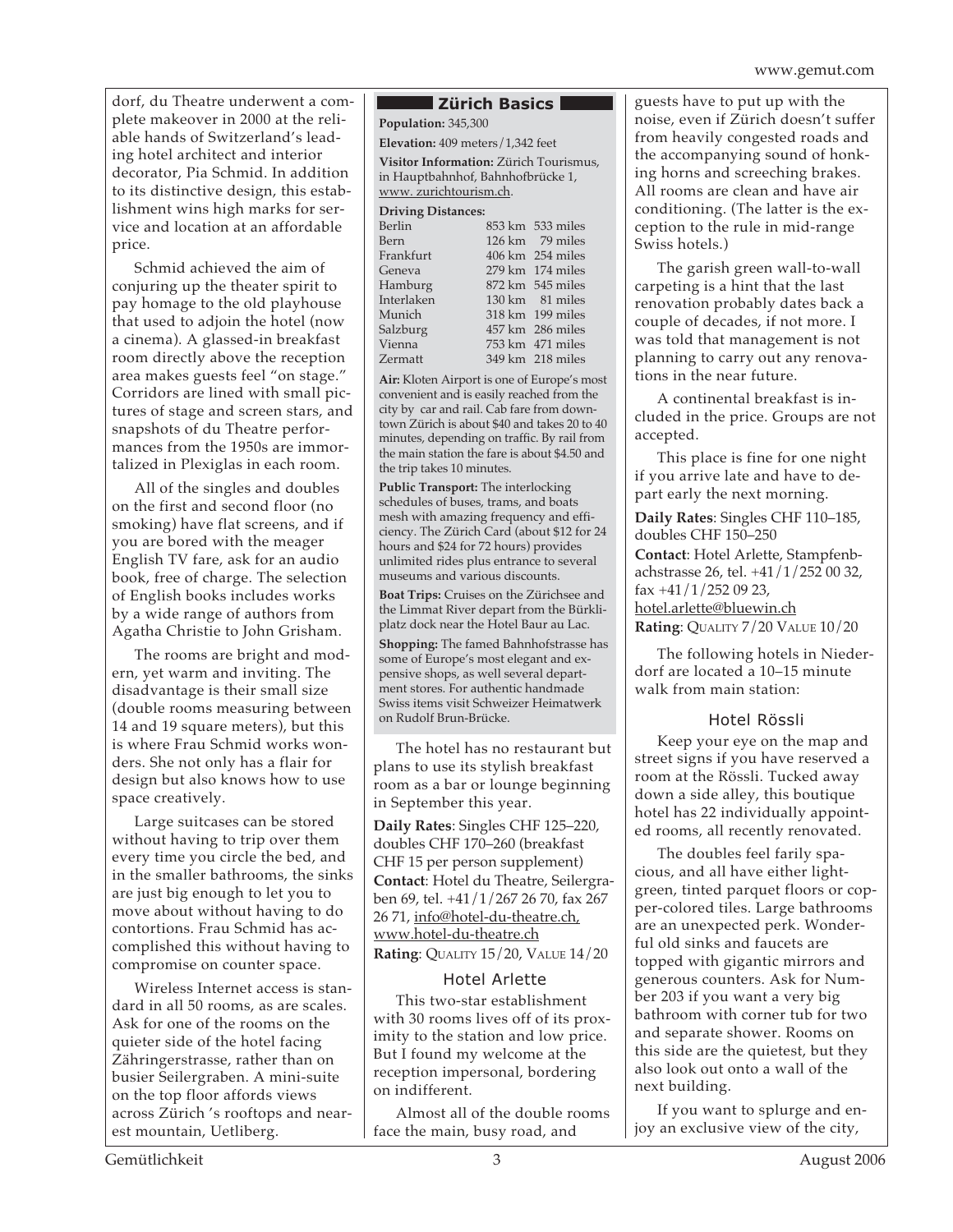dorf, du Theatre underwent a complete makeover in 2000 at the reliable hands of Switzerland's leading hotel architect and interior decorator, Pia Schmid. In addition to its distinctive design, this establishment wins high marks for service and location at an affordable price.

Schmid achieved the aim of conjuring up the theater spirit to pay homage to the old playhouse that used to adjoin the hotel (now a cinema). A glassed-in breakfast room directly above the reception area makes guests feel "on stage." Corridors are lined with small pictures of stage and screen stars, and snapshots of du Theatre performances from the 1950s are immortalized in Plexiglas in each room.

All of the singles and doubles on the first and second floor (no smoking) have flat screens, and if you are bored with the meager English TV fare, ask for an audio book, free of charge. The selection of English books includes works by a wide range of authors from Agatha Christie to John Grisham.

The rooms are bright and modern, yet warm and inviting. The disadvantage is their small size (double rooms measuring between 14 and 19 square meters), but this is where Frau Schmid works wonders. She not only has a flair for design but also knows how to use space creatively.

Large suitcases can be stored without having to trip over them every time you circle the bed, and in the smaller bathrooms, the sinks are just big enough to let you to move about without having to do contortions. Frau Schmid has accomplished this without having to compromise on counter space.

Wireless Internet access is standard in all 50 rooms, as are scales. Ask for one of the rooms on the quieter side of the hotel facing Zähringerstrasse, rather than on busier Seilergraben. A mini-suite on the top floor affords views across Zürich 's rooftops and nearest mountain, Uetliberg.

## Zürich Basics

**Population:** 345,300

**Elevation:** 409 meters/1,342 feet

**Visitor Information:** Zürich Tourismus, in Hauptbahnhof, Bahnhofbrücke 1, www. zurichtourism.ch.

**Driving Distances:**

| | | |
|---|---|---|
| Berlin | 853 km | 533 miles |
| Bern | 126 km | 79 miles |
| Frankfurt | 406 km | 254 miles |
| Geneva | 279 km | 174 miles |
| Hamburg | 872 km | 545 miles |
| Interlaken | 130 km | 81 miles |
| Munich | 318 km | 199 miles |
| Salzburg | 457 km | 286 miles |
| Vienna | 753 km | 471 miles |
| Zermatt | 349 km | 218 miles |

**Air:** Kloten Airport is one of Europe's most convenient and is easily reached from the city by car and rail. Cab fare from downtown Zürich is about $40 and takes 20 to 40 minutes, depending on traffic. By rail from the main station the fare is about $4.50 and the trip takes 10 minutes.

**Public Transport:** The interlocking schedules of buses, trams, and boats mesh with amazing frequency and efficiency. The Zürich Card (about $12 for 24 hours and $24 for 72 hours) provides unlimited rides plus entrance to several museums and various discounts.

**Boat Trips:** Cruises on the Zürichsee and the Limmat River depart from the Bürkliplatz dock near the Hotel Baur au Lac.

**Shopping:** The famed Bahnhofstrasse has some of Europe's most elegant and expensive shops, as well several department stores. For authentic handmade Swiss items visit Schweizer Heimatwerk on Rudolf Brun-Brücke.

The hotel has no restaurant but plans to use its stylish breakfast room as a bar or lounge beginning in September this year.

**Daily Rates**: Singles CHF 125–220, doubles CHF 170–260 (breakfast CHF 15 per person supplement)
**Contact**: Hotel du Theatre, Seilergraben 69, tel. +41/1/267 26 70, fax 267 26 71, info@hotel-du-theatre.ch, www.hotel-du-theatre.ch
**Rating**: QUALITY 15/20, VALUE 14/20

### Hotel Arlette

This two-star establishment with 30 rooms lives off of its proximity to the station and low price. But I found my welcome at the reception impersonal, bordering on indifferent.

Almost all of the double rooms face the main, busy road, and guests have to put up with the noise, even if Zürich doesn't suffer from heavily congested roads and the accompanying sound of honking horns and screeching brakes. All rooms are clean and have air conditioning. (The latter is the exception to the rule in mid-range Swiss hotels.)

The garish green wall-to-wall carpeting is a hint that the last renovation probably dates back a couple of decades, if not more. I was told that management is not planning to carry out any renovations in the near future.

A continental breakfast is included in the price. Groups are not accepted.

This place is fine for one night if you arrive late and have to depart early the next morning.

**Daily Rates**: Singles CHF 110–185, doubles CHF 150–250
**Contact**: Hotel Arlette, Stampfenbachstrasse 26, tel. +41/1/252 00 32, fax +41/1/252 09 23, hotel.arlette@bluewin.ch
**Rating**: QUALITY 7/20 VALUE 10/20

The following hotels in Niederdorf are located a 10–15 minute walk from main station:

### Hotel Rössli

Keep your eye on the map and street signs if you have reserved a room at the Rössli. Tucked away down a side alley, this boutique hotel has 22 individually appointed rooms, all recently renovated.

The doubles feel farily spacious, and all have either light-green, tinted parquet floors or copper-colored tiles. Large bathrooms are an unexpected perk. Wonderful old sinks and faucets are topped with gigantic mirrors and generous counters. Ask for Number 203 if you want a very big bathroom with corner tub for two and separate shower. Rooms on this side are the quietest, but they also look out onto a wall of the next building.

If you want to splurge and enjoy an exclusive view of the city,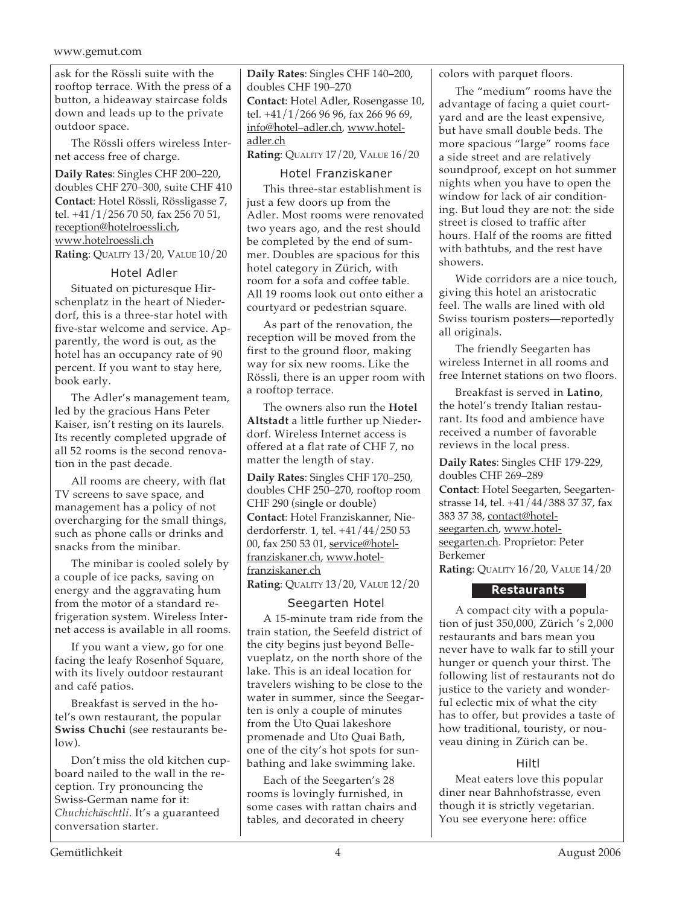ask for the Rössli suite with the rooftop terrace. With the press of a button, a hideaway staircase folds down and leads up to the private outdoor space.

The Rössli offers wireless Internet access free of charge.

**Daily Rates**: Singles CHF 200–220, doubles CHF 270–300, suite CHF 410
**Contact**: Hotel Rössli, Rössligasse 7, tel. +41/1/256 70 50, fax 256 70 51, reception@hotelroessli.ch, www.hotelroessli.ch
**Rating**: Quality 13/20, Value 10/20

### Hotel Adler

Situated on picturesque Hirschenplatz in the heart of Niederdorf, this is a three-star hotel with five-star welcome and service. Apparently, the word is out, as the hotel has an occupancy rate of 90 percent. If you want to stay here, book early.

The Adler's management team, led by the gracious Hans Peter Kaiser, isn't resting on its laurels. Its recently completed upgrade of all 52 rooms is the second renovation in the past decade.

All rooms are cheery, with flat TV screens to save space, and management has a policy of not overcharging for the small things, such as phone calls or drinks and snacks from the minibar.

The minibar is cooled solely by a couple of ice packs, saving on energy and the aggravating hum from the motor of a standard refrigeration system. Wireless Internet access is available in all rooms.

If you want a view, go for one facing the leafy Rosenhof Square, with its lively outdoor restaurant and café patios.

Breakfast is served in the hotel's own restaurant, the popular **Swiss Chuchi** (see restaurants below).

Don't miss the old kitchen cupboard nailed to the wall in the reception. Try pronouncing the Swiss-German name for it: *Chuchichäschtli*. It's a guaranteed conversation starter.

**Daily Rates**: Singles CHF 140–200, doubles CHF 190–270
**Contact**: Hotel Adler, Rosengasse 10, tel. +41/1/266 96 96, fax 266 96 69, info@hotel–adler.ch, www.hotel-adler.ch
**Rating**: Quality 17/20, Value 16/20

### Hotel Franziskaner

This three-star establishment is just a few doors up from the Adler. Most rooms were renovated two years ago, and the rest should be completed by the end of summer. Doubles are spacious for this hotel category in Zürich, with room for a sofa and coffee table. All 19 rooms look out onto either a courtyard or pedestrian square.

As part of the renovation, the reception will be moved from the first to the ground floor, making way for six new rooms. Like the Rössli, there is an upper room with a rooftop terrace.

The owners also run the **Hotel Altstadt** a little further up Niederdorf. Wireless Internet access is offered at a flat rate of CHF 7, no matter the length of stay.

**Daily Rates**: Singles CHF 170–250, doubles CHF 250–270, rooftop room CHF 290 (single or double)
**Contact**: Hotel Franziskanner, Niederdorferstr. 1, tel. +41/44/250 53 00, fax 250 53 01, service@hotel-franziskaner.ch, www.hotel-franziskaner.ch
**Rating**: Quality 13/20, Value 12/20

### Seegarten Hotel

A 15-minute tram ride from the train station, the Seefeld district of the city begins just beyond Bellevueplatz, on the north shore of the lake. This is an ideal location for travelers wishing to be close to the water in summer, since the Seegarten is only a couple of minutes from the Uto Quai lakeshore promenade and Uto Quai Bath, one of the city's hot spots for sunbathing and lake swimming lake.

Each of the Seegarten's 28 rooms is lovingly furnished, in some cases with rattan chairs and tables, and decorated in cheery colors with parquet floors.

The "medium" rooms have the advantage of facing a quiet courtyard and are the least expensive, but have small double beds. The more spacious "large" rooms face a side street and are relatively soundproof, except on hot summer nights when you have to open the window for lack of air conditioning. But loud they are not: the side street is closed to traffic after hours. Half of the rooms are fitted with bathtubs, and the rest have showers.

Wide corridors are a nice touch, giving this hotel an aristocratic feel. The walls are lined with old Swiss tourism posters—reportedly all originals.

The friendly Seegarten has wireless Internet in all rooms and free Internet stations on two floors.

Breakfast is served in **Latino**, the hotel's trendy Italian restaurant. Its food and ambience have received a number of favorable reviews in the local press.

**Daily Rates**: Singles CHF 179-229, doubles CHF 269–289
**Contact**: Hotel Seegarten, Seegartenstrasse 14, tel. +41/44/388 37 37, fax 383 37 38, contact@hotel-seegarten.ch, www.hotel-seegarten.ch. Proprietor: Peter Berkemer
**Rating**: Quality 16/20, Value 14/20

## Restaurants

A compact city with a population of just 350,000, Zürich 's 2,000 restaurants and bars mean you never have to walk far to still your hunger or quench your thirst. The following list of restaurants not do justice to the variety and wonderful eclectic mix of what the city has to offer, but provides a taste of how traditional, touristy, or nouveau dining in Zürich can be.

### Hiltl

Meat eaters love this popular diner near Bahnhofstrasse, even though it is strictly vegetarian. You see everyone here: office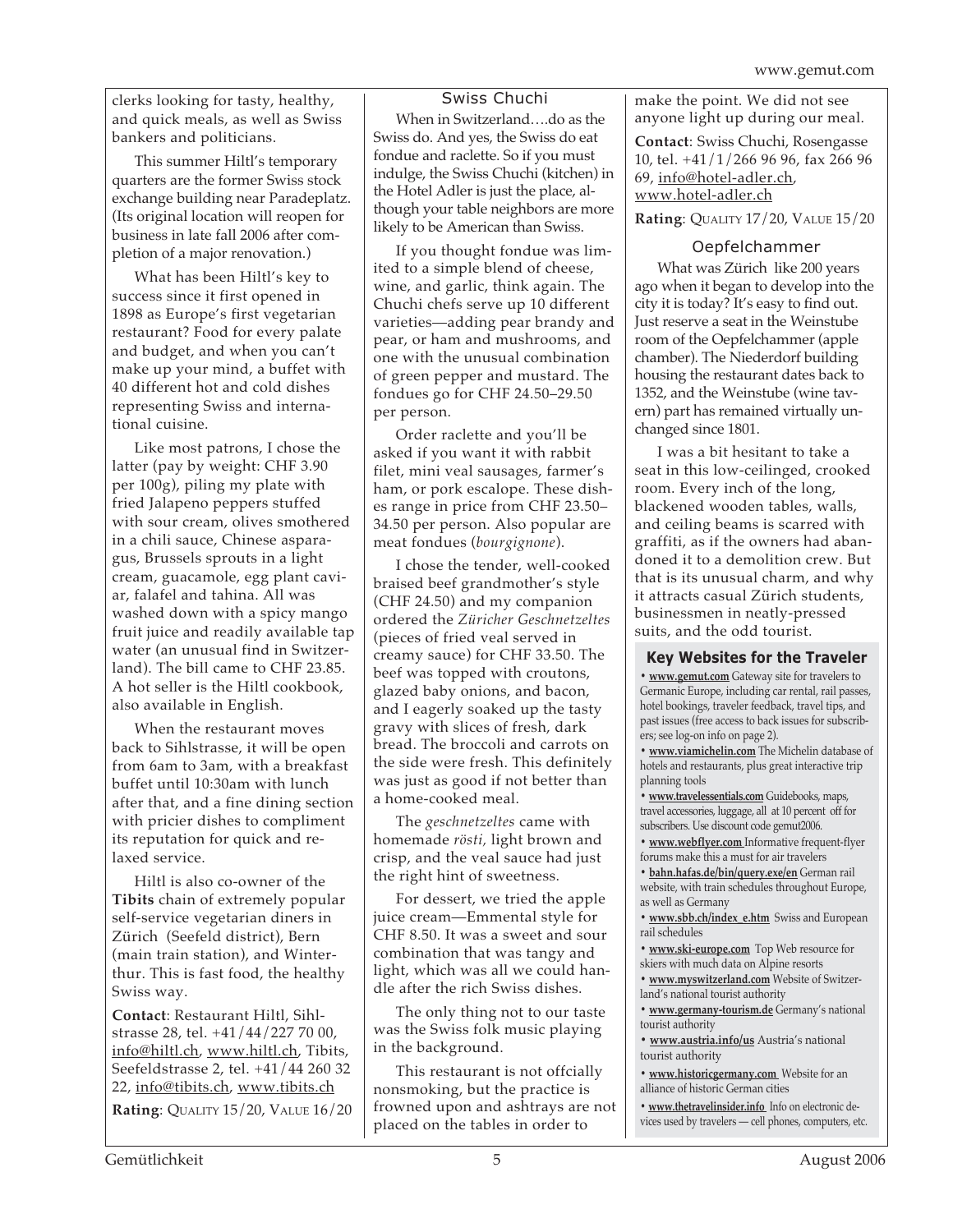clerks looking for tasty, healthy, and quick meals, as well as Swiss bankers and politicians.

This summer Hiltl's temporary quarters are the former Swiss stock exchange building near Paradeplatz. (Its original location will reopen for business in late fall 2006 after completion of a major renovation.)

What has been Hiltl's key to success since it first opened in 1898 as Europe's first vegetarian restaurant? Food for every palate and budget, and when you can't make up your mind, a buffet with 40 different hot and cold dishes representing Swiss and international cuisine.

Like most patrons, I chose the latter (pay by weight: CHF 3.90 per 100g), piling my plate with fried Jalapeno peppers stuffed with sour cream, olives smothered in a chili sauce, Chinese asparagus, Brussels sprouts in a light cream, guacamole, egg plant caviar, falafel and tahina. All was washed down with a spicy mango fruit juice and readily available tap water (an unusual find in Switzerland). The bill came to CHF 23.85. A hot seller is the Hiltl cookbook, also available in English.

When the restaurant moves back to Sihlstrasse, it will be open from 6am to 3am, with a breakfast buffet until 10:30am with lunch after that, and a fine dining section with pricier dishes to compliment its reputation for quick and relaxed service.

Hiltl is also co-owner of the **Tibits** chain of extremely popular self-service vegetarian diners in Zürich (Seefeld district), Bern (main train station), and Winterthur. This is fast food, the healthy Swiss way.

**Contact**: Restaurant Hiltl, Sihlstrasse 28, tel. +41/44/227 70 00, info@hiltl.ch, www.hiltl.ch, Tibits, Seefeldstrasse 2, tel. +41/44 260 32 22, info@tibits.ch, www.tibits.ch

**Rating**: QUALITY 15/20, VALUE 16/20

### Swiss Chuchi

When in Switzerland….do as the Swiss do. And yes, the Swiss do eat fondue and raclette. So if you must indulge, the Swiss Chuchi (kitchen) in the Hotel Adler is just the place, although your table neighbors are more likely to be American than Swiss.

If you thought fondue was limited to a simple blend of cheese, wine, and garlic, think again. The Chuchi chefs serve up 10 different varieties—adding pear brandy and pear, or ham and mushrooms, and one with the unusual combination of green pepper and mustard. The fondues go for CHF 24.50–29.50 per person.

Order raclette and you'll be asked if you want it with rabbit filet, mini veal sausages, farmer's ham, or pork escalope. These dishes range in price from CHF 23.50–34.50 per person. Also popular are meat fondues (*bourgignone*).

I chose the tender, well-cooked braised beef grandmother's style (CHF 24.50) and my companion ordered the *Züricher Geschnetzeltes* (pieces of fried veal served in creamy sauce) for CHF 33.50. The beef was topped with croutons, glazed baby onions, and bacon, and I eagerly soaked up the tasty gravy with slices of fresh, dark bread. The broccoli and carrots on the side were fresh. This definitely was just as good if not better than a home-cooked meal.

The *geschnetzeltes* came with homemade *rösti*, light brown and crisp, and the veal sauce had just the right hint of sweetness.

For dessert, we tried the apple juice cream—Emmental style for CHF 8.50. It was a sweet and sour combination that was tangy and light, which was all we could handle after the rich Swiss dishes.

The only thing not to our taste was the Swiss folk music playing in the background.

This restaurant is not offcially nonsmoking, but the practice is frowned upon and ashtrays are not placed on the tables in order to make the point. We did not see anyone light up during our meal.

**Contact**: Swiss Chuchi, Rosengasse 10, tel. +41/1/266 96 96, fax 266 96 69, info@hotel-adler.ch, www.hotel-adler.ch

**Rating**: QUALITY 17/20, VALUE 15/20

### Oepfelchammer

What was Zürich like 200 years ago when it began to develop into the city it is today? It's easy to find out. Just reserve a seat in the Weinstube room of the Oepfelchammer (apple chamber). The Niederdorf building housing the restaurant dates back to 1352, and the Weinstube (wine tavern) part has remained virtually unchanged since 1801.

I was a bit hesitant to take a seat in this low-ceilinged, crooked room. Every inch of the long, blackened wooden tables, walls, and ceiling beams is scarred with graffiti, as if the owners had abandoned it to a demolition crew. But that is its unusual charm, and why it attracts casual Zürich students, businessmen in neatly-pressed suits, and the odd tourist.

### Key Websites for the Traveler

- **www.gemut.com** Gateway site for travelers to Germanic Europe, including car rental, rail passes, hotel bookings, traveler feedback, travel tips, and past issues (free access to back issues for subscribers; see log-on info on page 2).
- **www.viamichelin.com** The Michelin database of hotels and restaurants, plus great interactive trip planning tools
- **www.travelessentials.com** Guidebooks, maps, travel accessories, luggage, all at 10 percent off for subscribers. Use discount code gemut2006.
- **www.webflyer.com** Informative frequent-flyer forums make this a must for air travelers
- **bahn.hafas.de/bin/query.exe/en** German rail website, with train schedules throughout Europe, as well as Germany
- **www.sbb.ch/index_e.htm** Swiss and European rail schedules
- **www.ski-europe.com** Top Web resource for skiers with much data on Alpine resorts
- **www.myswitzerland.com** Website of Switzerland's national tourist authority
- **www.germany-tourism.de** Germany's national tourist authority
- **www.austria.info/us** Austria's national tourist authority
- **www.historicgermany.com** Website for an alliance of historic German cities
- **www.thetravelinsider.info** Info on electronic devices used by travelers — cell phones, computers, etc.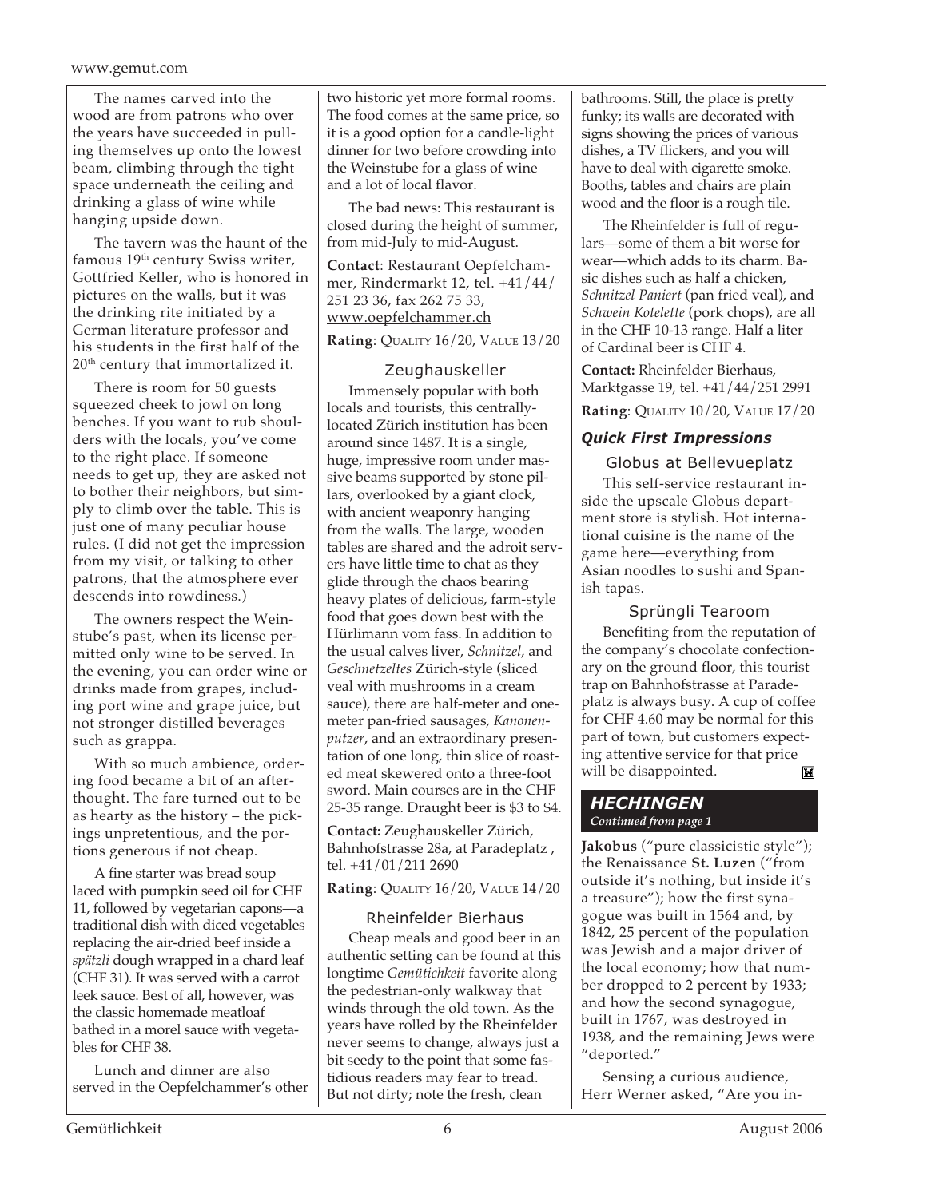The names carved into the wood are from patrons who over the years have succeeded in pulling themselves up onto the lowest beam, climbing through the tight space underneath the ceiling and drinking a glass of wine while hanging upside down.

The tavern was the haunt of the famous 19th century Swiss writer, Gottfried Keller, who is honored in pictures on the walls, but it was the drinking rite initiated by a German literature professor and his students in the first half of the 20th century that immortalized it.

There is room for 50 guests squeezed cheek to jowl on long benches. If you want to rub shoulders with the locals, you've come to the right place. If someone needs to get up, they are asked not to bother their neighbors, but simply to climb over the table. This is just one of many peculiar house rules. (I did not get the impression from my visit, or talking to other patrons, that the atmosphere ever descends into rowdiness.)

The owners respect the Weinstube's past, when its license permitted only wine to be served. In the evening, you can order wine or drinks made from grapes, including port wine and grape juice, but not stronger distilled beverages such as grappa.

With so much ambience, ordering food became a bit of an afterthought. The fare turned out to be as hearty as the history – the pickings unpretentious, and the portions generous if not cheap.

A fine starter was bread soup laced with pumpkin seed oil for CHF 11, followed by vegetarian capons—a traditional dish with diced vegetables replacing the air-dried beef inside a *spätzli* dough wrapped in a chard leaf (CHF 31). It was served with a carrot leek sauce. Best of all, however, was the classic homemade meatloaf bathed in a morel sauce with vegetables for CHF 38.

Lunch and dinner are also served in the Oepfelchammer's other two historic yet more formal rooms. The food comes at the same price, so it is a good option for a candle-light dinner for two before crowding into the Weinstube for a glass of wine and a lot of local flavor.

The bad news: This restaurant is closed during the height of summer, from mid-July to mid-August.

**Contact**: Restaurant Oepfelchammer, Rindermarkt 12, tel. +41/44/ 251 23 36, fax 262 75 33, www.oepfelchammer.ch

**Rating**: Quality 16/20, Value 13/20

### Zeughauskeller

Immensely popular with both locals and tourists, this centrally-located Zürich institution has been around since 1487. It is a single, huge, impressive room under massive beams supported by stone pillars, overlooked by a giant clock, with ancient weaponry hanging from the walls. The large, wooden tables are shared and the adroit servers have little time to chat as they glide through the chaos bearing heavy plates of delicious, farm-style food that goes down best with the Hürlimann vom fass. In addition to the usual calves liver, *Schnitzel*, and *Geschnetzeltes* Zürich-style (sliced veal with mushrooms in a cream sauce), there are half-meter and one-meter pan-fried sausages, *Kanonenputzer*, and an extraordinary presentation of one long, thin slice of roasted meat skewered onto a three-foot sword. Main courses are in the CHF 25-35 range. Draught beer is $3 to $4.

**Contact:** Zeughauskeller Zürich, Bahnhofstrasse 28a, at Paradeplatz , tel. +41/01/211 2690

**Rating**: Quality 16/20, Value 14/20

### Rheinfelder Bierhaus

Cheap meals and good beer in an authentic setting can be found at this longtime *Gemütichkeit* favorite along the pedestrian-only walkway that winds through the old town. As the years have rolled by the Rheinfelder never seems to change, always just a bit seedy to the point that some fastidious readers may fear to tread. But not dirty; note the fresh, clean bathrooms. Still, the place is pretty funky; its walls are decorated with signs showing the prices of various dishes, a TV flickers, and you will have to deal with cigarette smoke. Booths, tables and chairs are plain wood and the floor is a rough tile.

The Rheinfelder is full of regulars—some of them a bit worse for wear—which adds to its charm. Basic dishes such as half a chicken, *Schnitzel Paniert* (pan fried veal), and *Schwein Kotelette* (pork chops), are all in the CHF 10-13 range. Half a liter of Cardinal beer is CHF 4.

**Contact:** Rheinfelder Bierhaus, Marktgasse 19, tel. +41/44/251 2991

**Rating**: Quality 10/20, Value 17/20

## *Quick First Impressions*

### Globus at Bellevueplatz

This self-service restaurant inside the upscale Globus department store is stylish. Hot international cuisine is the name of the game here—everything from Asian noodles to sushi and Spanish tapas.

### Sprüngli Tearoom

Benefiting from the reputation of the company's chocolate confectionary on the ground floor, this tourist trap on Bahnhofstrasse at Paradeplatz is always busy. A cup of coffee for CHF 4.60 may be normal for this part of town, but customers expecting attentive service for that price will be disappointed.

## *HECHINGEN*
*Continued from page 1*

**Jakobus** ("pure classicistic style"); the Renaissance **St. Luzen** ("from outside it's nothing, but inside it's a treasure"); how the first synagogue was built in 1564 and, by 1842, 25 percent of the population was Jewish and a major driver of the local economy; how that number dropped to 2 percent by 1933; and how the second synagogue, built in 1767, was destroyed in 1938, and the remaining Jews were "deported."

Sensing a curious audience, Herr Werner asked, "Are you in-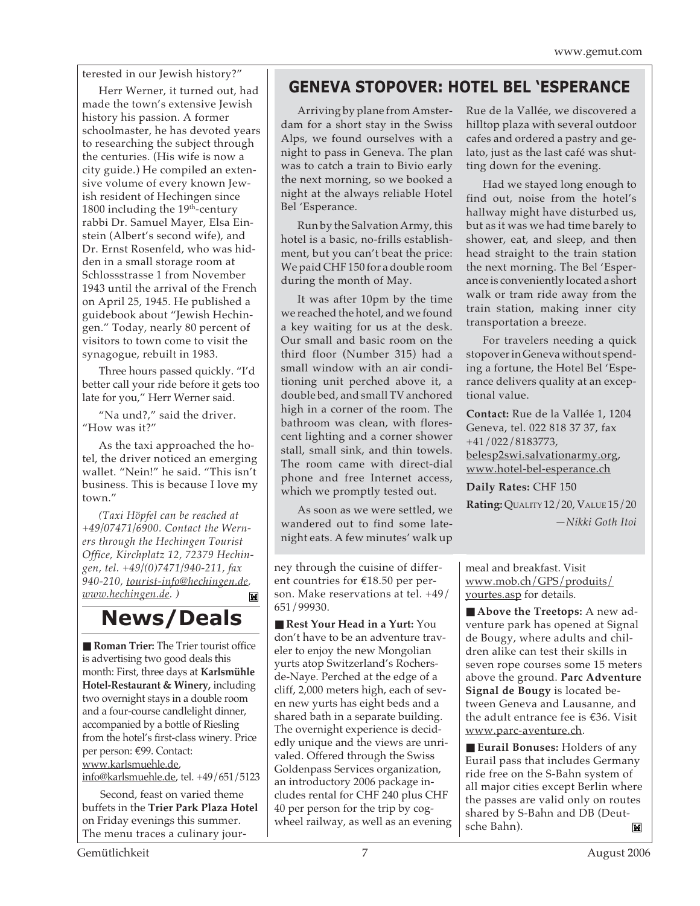terested in our Jewish history?"

Herr Werner, it turned out, had made the town's extensive Jewish history his passion. A former schoolmaster, he has devoted years to researching the subject through the centuries. (His wife is now a city guide.) He compiled an extensive volume of every known Jewish resident of Hechingen since 1800 including the 19th-century rabbi Dr. Samuel Mayer, Elsa Einstein (Albert's second wife), and Dr. Ernst Rosenfeld, who was hidden in a small storage room at Schlossstrasse 1 from November 1943 until the arrival of the French on April 25, 1945. He published a guidebook about "Jewish Hechingen." Today, nearly 80 percent of visitors to town come to visit the synagogue, rebuilt in 1983.

Three hours passed quickly. "I'd better call your ride before it gets too late for you," Herr Werner said.

"Na und?," said the driver. "How was it?"

As the taxi approached the hotel, the driver noticed an emerging wallet. "Nein!" he said. "This isn't business. This is because I love my town."

*(Taxi Höpfel can be reached at +49/07471/6900. Contact the Werners through the Hechingen Tourist Office, Kirchplatz 12, 72379 Hechingen, tel. +49/(0)7471/940-211, fax 940-210, tourist-info@hechingen.de, www.hechingen.de. )*

## GENEVA STOPOVER: HOTEL BEL 'ESPERANCE

Arriving by plane from Amsterdam for a short stay in the Swiss Alps, we found ourselves with a night to pass in Geneva. The plan was to catch a train to Bivio early the next morning, so we booked a night at the always reliable Hotel Bel 'Esperance.

Run by the Salvation Army, this hotel is a basic, no-frills establishment, but you can't beat the price: We paid CHF 150 for a double room during the month of May.

It was after 10pm by the time we reached the hotel, and we found a key waiting for us at the desk. Our small and basic room on the third floor (Number 315) had a small window with an air conditioning unit perched above it, a double bed, and small TV anchored high in a corner of the room. The bathroom was clean, with florescent lighting and a corner shower stall, small sink, and thin towels. The room came with direct-dial phone and free Internet access, which we promptly tested out.

As soon as we were settled, we wandered out to find some late-night eats. A few minutes' walk up Rue de la Vallée, we discovered a hilltop plaza with several outdoor cafes and ordered a pastry and gelato, just as the last café was shutting down for the evening.

Had we stayed long enough to find out, noise from the hotel's hallway might have disturbed us, but as it was we had time barely to shower, eat, and sleep, and then head straight to the train station the next morning. The Bel 'Esperance is conveniently located a short walk or tram ride away from the train station, making inner city transportation a breeze.

For travelers needing a quick stopover in Geneva without spending a fortune, the Hotel Bel 'Esperance delivers quality at an exceptional value.

**Contact:** Rue de la Vallée 1, 1204 Geneva, tel. 022 818 37 37, fax +41/022/8183773, belesp2swi.salvationarmy.org, www.hotel-bel-esperance.ch

**Daily Rates:** CHF 150

**Rating:** QUALITY 12/20, VALUE 15/20

*—Nikki Goth Itoi*

# News/Deals

■ **Roman Trier:** The Trier tourist office is advertising two good deals this month: First, three days at **Karlsmühle Hotel-Restaurant & Winery,** including two overnight stays in a double room and a four-course candlelight dinner, accompanied by a bottle of Riesling from the hotel's first-class winery. Price per person: €99. Contact: www.karlsmuehle.de, info@karlsmuehle.de, tel. +49/651/5123

Second, feast on varied theme buffets in the **Trier Park Plaza Hotel** on Friday evenings this summer. The menu traces a culinary journey through the cuisine of different countries for €18.50 per person. Make reservations at tel. +49/651/99930.

■ **Rest Your Head in a Yurt:** You don't have to be an adventure traveler to enjoy the new Mongolian yurts atop Switzerland's Rochers-de-Naye. Perched at the edge of a cliff, 2,000 meters high, each of seven new yurts has eight beds and a shared bath in a separate building. The overnight experience is decidedly unique and the views are unrivaled. Offered through the Swiss Goldenpass Services organization, an introductory 2006 package includes rental for CHF 240 plus CHF 40 per person for the trip by cogwheel railway, as well as an evening meal and breakfast. Visit www.mob.ch/GPS/produits/yourtes.asp for details.

■ **Above the Treetops:** A new adventure park has opened at Signal de Bougy, where adults and children alike can test their skills in seven rope courses some 15 meters above the ground. **Parc Adventure Signal de Bougy** is located between Geneva and Lausanne, and the adult entrance fee is €36. Visit www.parc-aventure.ch.

■ **Eurail Bonuses:** Holders of any Eurail pass that includes Germany ride free on the S-Bahn system of all major cities except Berlin where the passes are valid only on routes shared by S-Bahn and DB (Deutsche Bahn).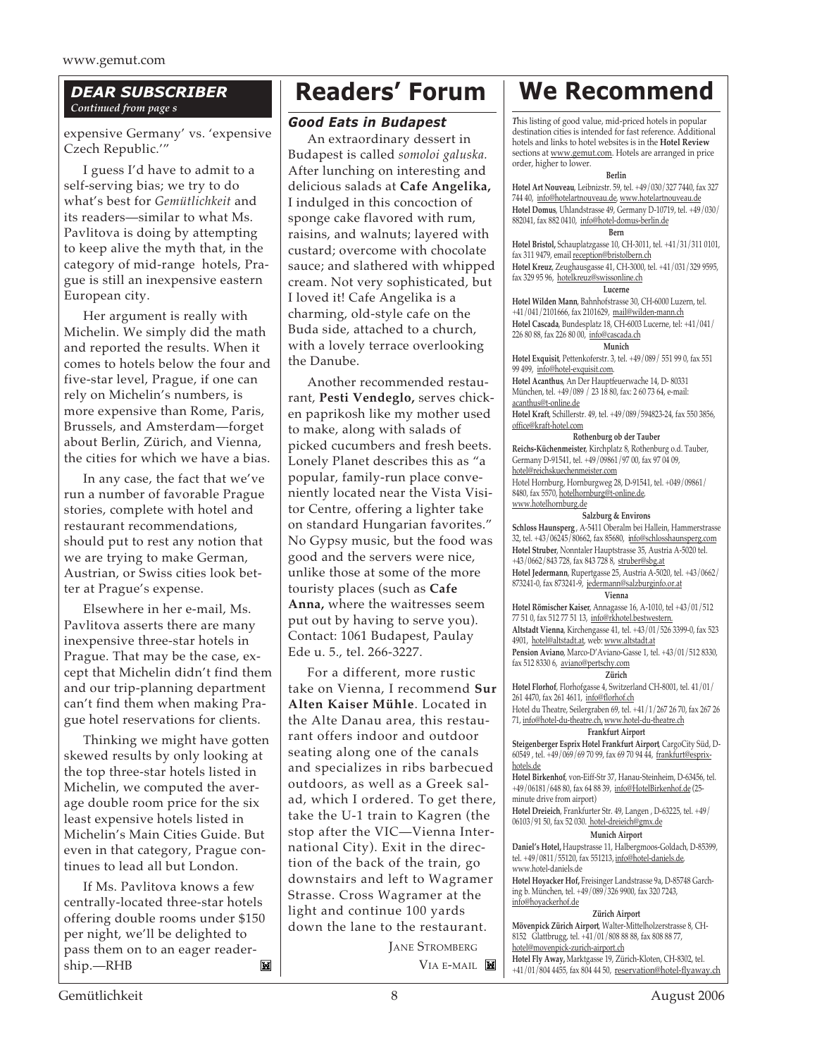## DEAR SUBSCRIBER

*Continued from page s*

expensive Germany' vs. 'expensive Czech Republic.'"

I guess I'd have to admit to a self-serving bias; we try to do what's best for *Gemütlichkeit* and its readers—similar to what Ms. Pavlitova is doing by attempting to keep alive the myth that, in the category of mid-range hotels, Prague is still an inexpensive eastern European city.

Her argument is really with Michelin. We simply did the math and reported the results. When it comes to hotels below the four and five-star level, Prague, if one can rely on Michelin's numbers, is more expensive than Rome, Paris, Brussels, and Amsterdam—forget about Berlin, Zürich, and Vienna, the cities for which we have a bias.

In any case, the fact that we've run a number of favorable Prague stories, complete with hotel and restaurant recommendations, should put to rest any notion that we are trying to make German, Austrian, or Swiss cities look better at Prague's expense.

Elsewhere in her e-mail, Ms. Pavlitova asserts there are many inexpensive three-star hotels in Prague. That may be the case, except that Michelin didn't find them and our trip-planning department can't find them when making Prague hotel reservations for clients.

Thinking we might have gotten skewed results by only looking at the top three-star hotels listed in Michelin, we computed the average double room price for the six least expensive hotels listed in Michelin's Main Cities Guide. But even in that category, Prague continues to lead all but London.

If Ms. Pavlitova knows a few centrally-located three-star hotels offering double rooms under $150 per night, we'll be delighted to pass them on to an eager readership.—RHB

# Readers' Forum

### Good Eats in Budapest

An extraordinary dessert in Budapest is called *somoloi galuska.* After lunching on interesting and delicious salads at **Cafe Angelika,** I indulged in this concoction of sponge cake flavored with rum, raisins, and walnuts; layered with custard; overcome with chocolate sauce; and slathered with whipped cream. Not very sophisticated, but I loved it! Cafe Angelika is a charming, old-style cafe on the Buda side, attached to a church, with a lovely terrace overlooking the Danube.

Another recommended restaurant, **Pesti Vendeglo,** serves chicken paprikosh like my mother used to make, along with salads of picked cucumbers and fresh beets. Lonely Planet describes this as "a popular, family-run place conveniently located near the Vista Visitor Centre, offering a lighter take on standard Hungarian favorites." No Gypsy music, but the food was good and the servers were nice, unlike those at some of the more touristy places (such as **Cafe Anna,** where the waitresses seem put out by having to serve you). Contact: 1061 Budapest, Paulay Ede u. 5., tel. 266-3227.

For a different, more rustic take on Vienna, I recommend **Sur Alten Kaiser Mühle**. Located in the Alte Danau area, this restaurant offers indoor and outdoor seating along one of the canals and specializes in ribs barbecued outdoors, as well as a Greek salad, which I ordered. To get there, take the U-1 train to Kagren (the stop after the VIC—Vienna International City). Exit in the direction of the back of the train, go downstairs and left to Wagramer Strasse. Cross Wagramer at the light and continue 100 yards down the lane to the restaurant.

JANE STROMBERG
VIA E-MAIL

# We Recommend

*This listing of good value, mid-priced hotels in popular destination cities is intended for fast reference. Additional hotels and links to hotel websites is in the* **Hotel Review** *sections at* www.gemut.com*. Hotels are arranged in price order, higher to lower.*

**Berlin**

**Hotel Art Nouveau**, Leibnizstr. 59, tel. +49/030/327 7440, fax 327 744 40, info@hotelartnouveau.de, www.hotelartnouveau.de

**Hotel Domus**, Uhlandstrasse 49, Germany D-10719, tel. +49/030/882041, fax 882 0410, info@hotel-domus-berlin.de

**Bern**

**Hotel Bristol,** Schauplatzgasse 10, CH-3011, tel. +41/31/311 0101, fax 311 9479, email reception@bristolbern.ch

**Hotel Kreuz**, Zeughausgasse 41, CH-3000, tel. +41/031/329 9595, fax 329 95 96, hotelkreuz@swissonline.ch

**Lucerne**

**Hotel Wilden Mann**, Bahnhofstrasse 30, CH-6000 Luzern, tel. +41/041/2101666, fax 2101629, mail@wilden-mann.ch

**Hotel Cascada**, Bundesplatz 18, CH-6003 Lucerne, tel: +41/041/226 80 88, fax 226 80 00, info@cascada.ch

**Munich**

**Hotel Exquisit**, Pettenkoferstr. 3, tel. +49/089/ 551 99 0, fax 551 99 499, info@hotel-exquisit.com.

**Hotel Acanthus**, An Der Hauptfeuerwache 14, D- 80331 München, tel. +49/089 / 23 18 80, fax: 2 60 73 64, e-mail: acanthus@t-online.de

**Hotel Kraft**, Schillerstr. 49, tel. +49/089/594823-24, fax 550 3856, office@kraft-hotel.com

**Rothenburg ob der Tauber**

**Reichs-Küchenmeister**, Kirchplatz 8, Rothenburg o.d. Tauber, Germany D-91541, tel. +49/09861/97 00, fax 97 04 09, hotel@reichskuechenmeister.com

Hotel Hornburg, Hornburgweg 28, D-91541, tel. +049/09861/8480, fax 5570, hotelhornburg@t-online.de, www.hotelhornburg.de

**Salzburg & Environs**

**Schloss Haunsperg** , A-5411 Oberalm bei Hallein, Hammerstrasse 32, tel. +43/06245/80662, fax 85680, info@schlosshaunsperg.com

**Hotel Struber**, Nonntaler Hauptstrasse 35, Austria A-5020 tel. +43/0662/843 728, fax 843 728 8, struber@sbg.at

**Hotel Jedermann**, Rupertgasse 25, Austria A-5020, tel. +43/0662/873241-0, fax 873241-9, jedermann@salzburginfo.or.at

**Vienna**

**Hotel Römischer Kaiser**, Annagasse 16, A-1010, tel +43/01/512 77 51 0, fax 512 77 51 13, info@rkhotel.bestwestern.

**Altstadt Vienna**, Kirchengasse 41, tel. +43/01/526 3399-0, fax 523 4901, hotel@altstadt.at, web: www.altstadt.at

**Pension Aviano**, Marco-D'Aviano-Gasse 1, tel. +43/01/512 8330, fax 512 8330 6, aviano@pertschy.com

**Zürich**

**Hotel Florhof**, Florhofgasse 4, Switzerland CH-8001, tel. 41/01/261 4470, fax 261 4611, info@florhof.ch

Hotel du Theatre, Seilergraben 69, tel. +41/1/267 26 70, fax 267 26 71, info@hotel-du-theatre.ch, www.hotel-du-theatre.ch

**Frankfurt Airport**

**Steigenberger Esprix Hotel Frankfurt Airport**, CargoCity Süd, D-60549 , tel. +49/069/69 70 99, fax 69 70 94 44, frankfurt@esprix-hotels.de

**Hotel Birkenhof**, von-Eiff-Str 37, Hanau-Steinheim, D-63456, tel. +49/06181/648 80, fax 64 88 39, info@HotelBirkenhof.de (25-minute drive from airport)

**Hotel Dreieich**, Frankfurter Str. 49, Langen , D-63225, tel. +49/06103/91 50, fax 52 030. hotel-dreieich@gmx.de

**Munich Airport**

**Daniel's Hotel,** Haupstrasse 11, Halbergmoos-Goldach, D-85399, tel. +49/0811/55120, fax 551213, info@hotel-daniels.de, www.hotel-daniels.de

**Hotel Hoyacker Hof,** Freisinger Landstrasse 9a, D-85748 Garching b. München, tel. +49/089/326 9900, fax 320 7243, info@hoyackerhof.de

**Zürich Airport**

**Mövenpick Zürich Airport**, Walter-Mittelholzerstrasse 8, CH-8152 Glattbrugg, tel. +41/01/808 88 88, fax 808 88 77, hotel@movenpick-zurich-airport.ch

**Hotel Fly Away,** Marktgasse 19, Zürich-Kloten, CH-8302, tel. +41/01/804 4455, fax 804 44 50, reservation@hotel-flyaway.ch